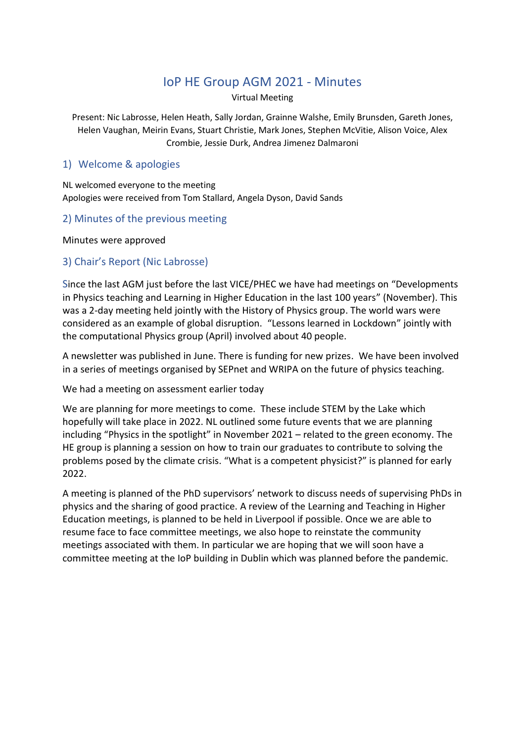# IoP HE Group AGM 2021 - Minutes

Virtual Meeting

Present: Nic Labrosse, Helen Heath, Sally Jordan, Grainne Walshe, Emily Brunsden, Gareth Jones, Helen Vaughan, Meirin Evans, Stuart Christie, Mark Jones, Stephen McVitie, Alison Voice, Alex Crombie, Jessie Durk, Andrea Jimenez Dalmaroni

## 1) Welcome & apologies

NL welcomed everyone to the meeting
Apologies were received from Tom Stallard, Angela Dyson, David Sands

## 2) Minutes of the previous meeting

Minutes were approved

## 3) Chair's Report (Nic Labrosse)

Since the last AGM just before the last VICE/PHEC we have had meetings on "Developments in Physics teaching and Learning in Higher Education in the last 100 years" (November). This was a 2-day meeting held jointly with the History of Physics group. The world wars were considered as an example of global disruption. "Lessons learned in Lockdown" jointly with the computational Physics group (April) involved about 40 people.

A newsletter was published in June. There is funding for new prizes. We have been involved in a series of meetings organised by SEPnet and WRIPA on the future of physics teaching.

We had a meeting on assessment earlier today

We are planning for more meetings to come. These include STEM by the Lake which hopefully will take place in 2022. NL outlined some future events that we are planning including "Physics in the spotlight" in November 2021 – related to the green economy. The HE group is planning a session on how to train our graduates to contribute to solving the problems posed by the climate crisis. "What is a competent physicist?" is planned for early 2022.

A meeting is planned of the PhD supervisors' network to discuss needs of supervising PhDs in physics and the sharing of good practice. A review of the Learning and Teaching in Higher Education meetings, is planned to be held in Liverpool if possible. Once we are able to resume face to face committee meetings, we also hope to reinstate the community meetings associated with them. In particular we are hoping that we will soon have a committee meeting at the IoP building in Dublin which was planned before the pandemic.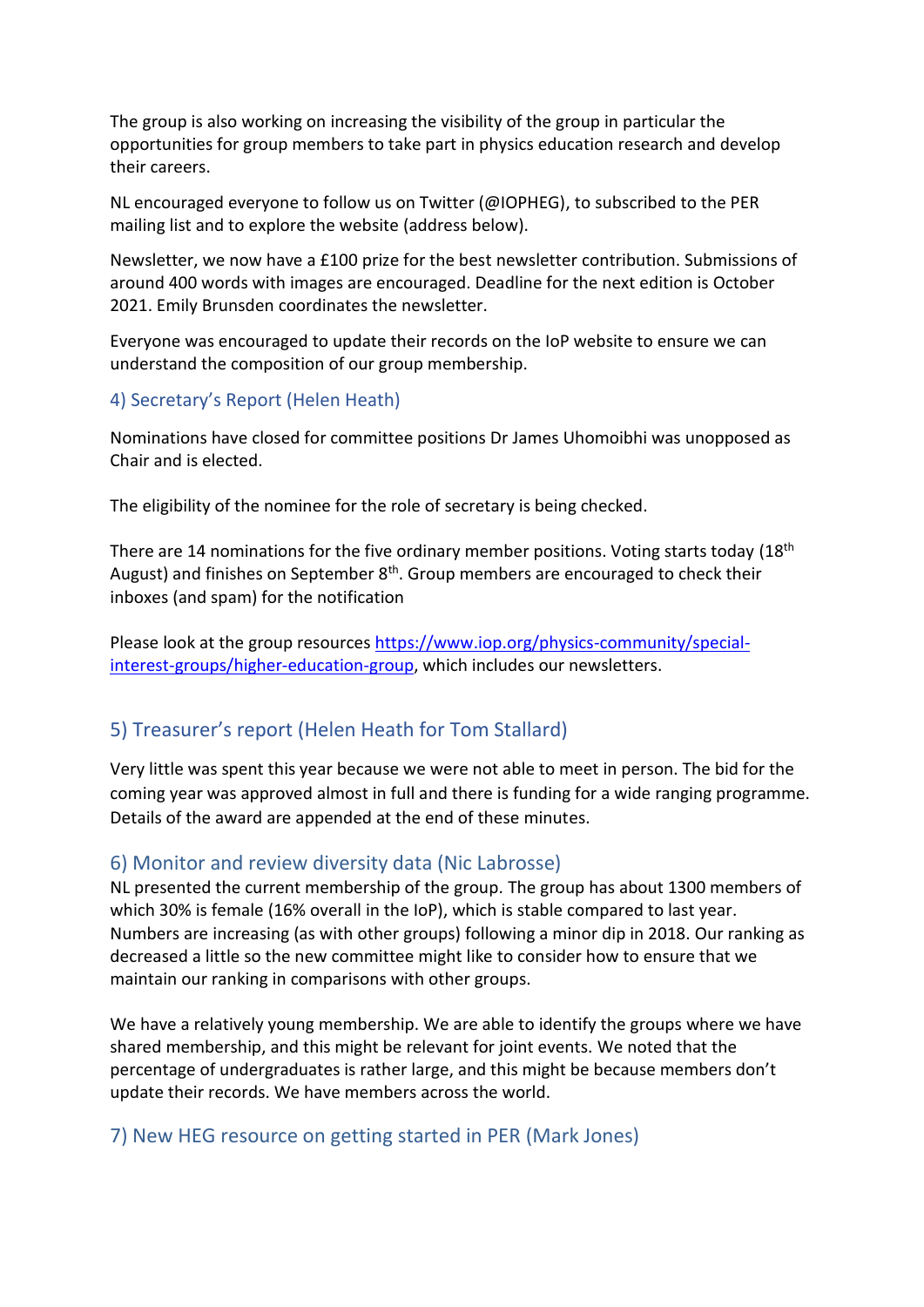The group is also working on increasing the visibility of the group in particular the opportunities for group members to take part in physics education research and develop their careers.

NL encouraged everyone to follow us on Twitter (@IOPHEG), to subscribed to the PER mailing list and to explore the website (address below).

Newsletter, we now have a £100 prize for the best newsletter contribution. Submissions of around 400 words with images are encouraged. Deadline for the next edition is October 2021. Emily Brunsden coordinates the newsletter.

Everyone was encouraged to update their records on the IoP website to ensure we can understand the composition of our group membership.

### 4) Secretary's Report (Helen Heath)

Nominations have closed for committee positions Dr James Uhomoibhi was unopposed as Chair and is elected.

The eligibility of the nominee for the role of secretary is being checked.

There are 14 nominations for the five ordinary member positions. Voting starts today (18th August) and finishes on September 8th. Group members are encouraged to check their inboxes (and spam) for the notification

Please look at the group resources https://www.iop.org/physics-community/special-interest-groups/higher-education-group, which includes our newsletters.

## 5) Treasurer's report (Helen Heath for Tom Stallard)

Very little was spent this year because we were not able to meet in person. The bid for the coming year was approved almost in full and there is funding for a wide ranging programme. Details of the award are appended at the end of these minutes.

## 6) Monitor and review diversity data (Nic Labrosse)

NL presented the current membership of the group. The group has about 1300 members of which 30% is female (16% overall in the IoP), which is stable compared to last year. Numbers are increasing (as with other groups) following a minor dip in 2018. Our ranking as decreased a little so the new committee might like to consider how to ensure that we maintain our ranking in comparisons with other groups.

We have a relatively young membership. We are able to identify the groups where we have shared membership, and this might be relevant for joint events. We noted that the percentage of undergraduates is rather large, and this might be because members don't update their records. We have members across the world.

## 7) New HEG resource on getting started in PER (Mark Jones)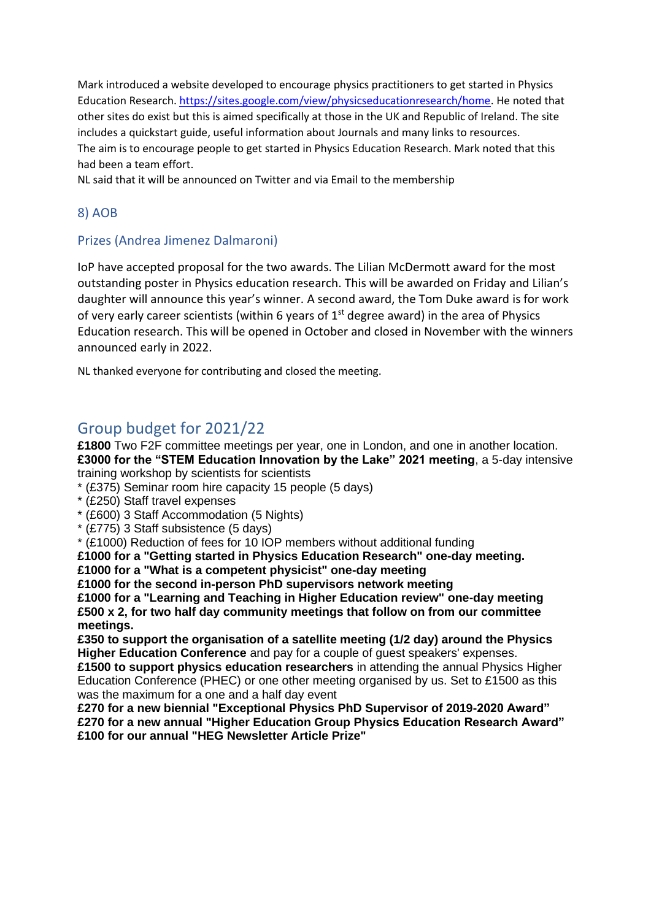Mark introduced a website developed to encourage physics practitioners to get started in Physics Education Research. https://sites.google.com/view/physicseducationresearch/home. He noted that other sites do exist but this is aimed specifically at those in the UK and Republic of Ireland. The site includes a quickstart guide, useful information about Journals and many links to resources.
The aim is to encourage people to get started in Physics Education Research. Mark noted that this had been a team effort.
NL said that it will be announced on Twitter and via Email to the membership

### 8) AOB

#### Prizes (Andrea Jimenez Dalmaroni)

IoP have accepted proposal for the two awards. The Lilian McDermott award for the most outstanding poster in Physics education research. This will be awarded on Friday and Lilian's daughter will announce this year's winner. A second award, the Tom Duke award is for work of very early career scientists (within 6 years of 1st degree award) in the area of Physics Education research. This will be opened in October and closed in November with the winners announced early in 2022.

NL thanked everyone for contributing and closed the meeting.

## Group budget for 2021/22

**£1800** Two F2F committee meetings per year, one in London, and one in another location.
**£3000 for the "STEM Education Innovation by the Lake" 2021 meeting**, a 5-day intensive training workshop by scientists for scientists

* (£375) Seminar room hire capacity 15 people (5 days)
* (£250) Staff travel expenses
* (£600) 3 Staff Accommodation (5 Nights)
* (£775) 3 Staff subsistence (5 days)
* (£1000) Reduction of fees for 10 IOP members without additional funding

**£1000 for a "Getting started in Physics Education Research" one-day meeting.**
**£1000 for a "What is a competent physicist" one-day meeting**
**£1000 for the second in-person PhD supervisors network meeting**
**£1000 for a "Learning and Teaching in Higher Education review" one-day meeting**
**£500 x 2, for two half day community meetings that follow on from our committee meetings.**
**£350 to support the organisation of a satellite meeting (1/2 day) around the Physics Higher Education Conference** and pay for a couple of guest speakers' expenses.
**£1500 to support physics education researchers** in attending the annual Physics Higher Education Conference (PHEC) or one other meeting organised by us. Set to £1500 as this was the maximum for a one and a half day event
**£270 for a new biennial "Exceptional Physics PhD Supervisor of 2019-2020 Award"**
**£270 for a new annual "Higher Education Group Physics Education Research Award"**
**£100 for our annual "HEG Newsletter Article Prize"**